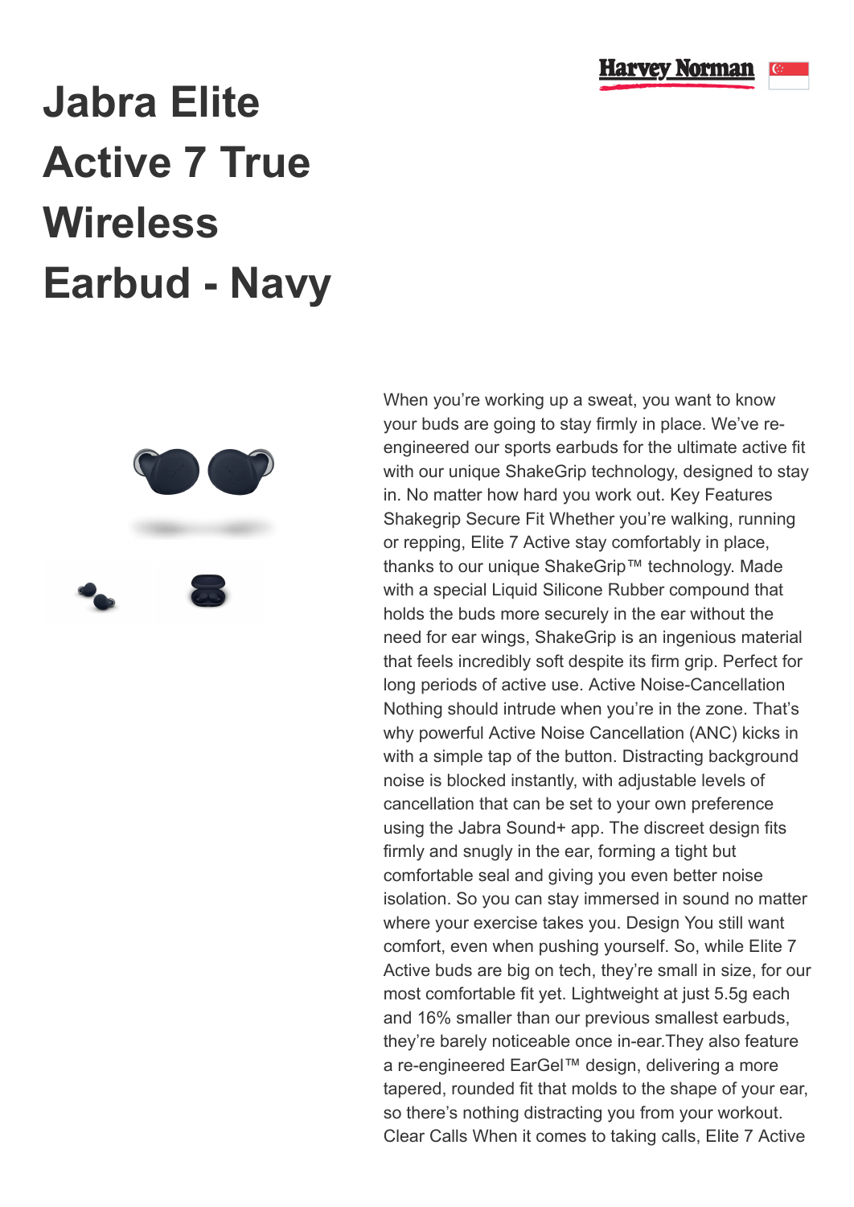# Jabra Elite Active 7 True Wireless Earbud - Navy

When you're working up a sweat, you want to know your buds are going to stay firmly in place. We've re-engineered our sports earbuds for the ultimate active fit with our unique ShakeGrip technology, designed to stay in. No matter how hard you work out. Key Features Shakegrip Secure Fit Whether you're walking, running or repping, Elite 7 Active stay comfortably in place, thanks to our unique ShakeGrip™ technology. Made with a special Liquid Silicone Rubber compound that holds the buds more securely in the ear without the need for ear wings, ShakeGrip is an ingenious material that feels incredibly soft despite its firm grip. Perfect for long periods of active use. Active Noise-Cancellation Nothing should intrude when you're in the zone. That's why powerful Active Noise Cancellation (ANC) kicks in with a simple tap of the button. Distracting background noise is blocked instantly, with adjustable levels of cancellation that can be set to your own preference using the Jabra Sound+ app. The discreet design fits firmly and snugly in the ear, forming a tight but comfortable seal and giving you even better noise isolation. So you can stay immersed in sound no matter where your exercise takes you. Design You still want comfort, even when pushing yourself. So, while Elite 7 Active buds are big on tech, they're small in size, for our most comfortable fit yet. Lightweight at just 5.5g each and 16% smaller than our previous smallest earbuds, they're barely noticeable once in-ear.They also feature a re-engineered EarGel™ design, delivering a more tapered, rounded fit that molds to the shape of your ear, so there's nothing distracting you from your workout. Clear Calls When it comes to taking calls, Elite 7 Active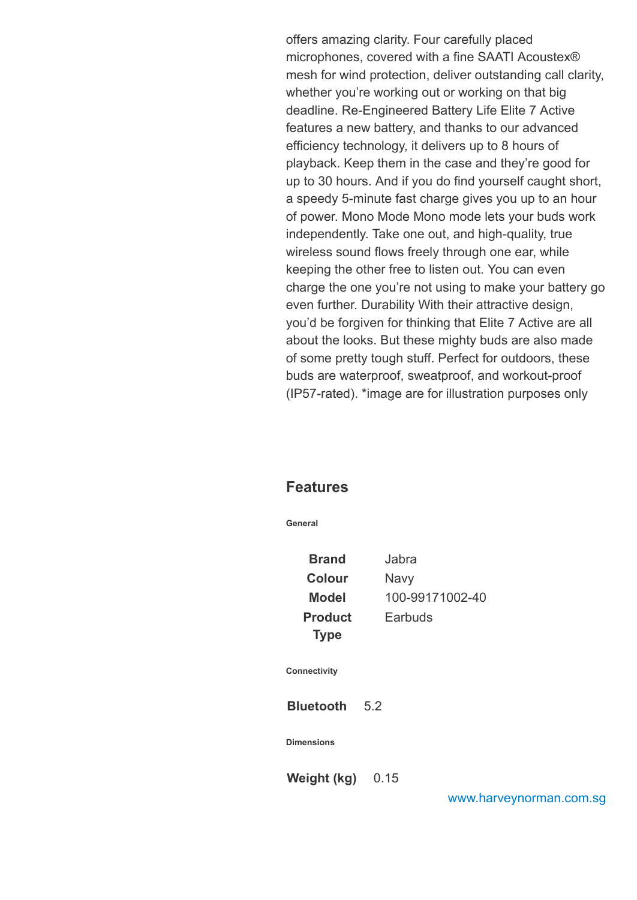offers amazing clarity. Four carefully placed microphones, covered with a fine SAATI Acoustex® mesh for wind protection, deliver outstanding call clarity, whether you're working out or working on that big deadline. Re-Engineered Battery Life Elite 7 Active features a new battery, and thanks to our advanced efficiency technology, it delivers up to 8 hours of playback. Keep them in the case and they're good for up to 30 hours. And if you do find yourself caught short, a speedy 5-minute fast charge gives you up to an hour of power. Mono Mode Mono mode lets your buds work independently. Take one out, and high-quality, true wireless sound flows freely through one ear, while keeping the other free to listen out. You can even charge the one you're not using to make your battery go even further. Durability With their attractive design, you'd be forgiven for thinking that Elite 7 Active are all about the looks. But these mighty buds are also made of some pretty tough stuff. Perfect for outdoors, these buds are waterproof, sweatproof, and workout-proof (IP57-rated). *image are for illustration purposes only

## Features

##### General

| | |
|---|---|
| **Brand** | Jabra |
| **Colour** | Navy |
| **Model** | 100-99171002-40 |
| **Product Type** | Earbuds |

##### Connectivity

| | |
|---|---|
| **Bluetooth** | 5.2 |

##### Dimensions

| | |
|---|---|
| **Weight (kg)** | 0.15 |

www.harveynorman.com.sg